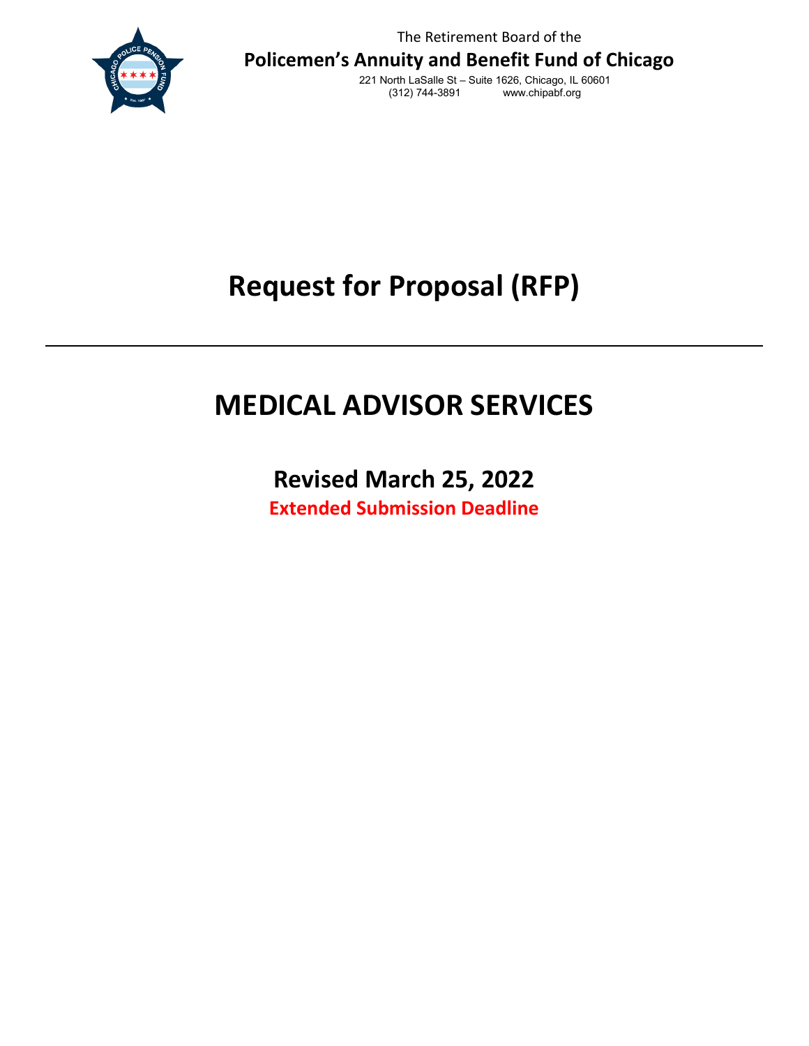The Retirement Board of the

**Policemen's Annuity and Benefit Fund of Chicago**

221 North LaSalle St – Suite 1626, Chicago, IL 60601
(312) 744-3891 www.chipabf.org

# Request for Proposal (RFP)

---

# MEDICAL ADVISOR SERVICES

## Revised March 25, 2022

**Extended Submission Deadline**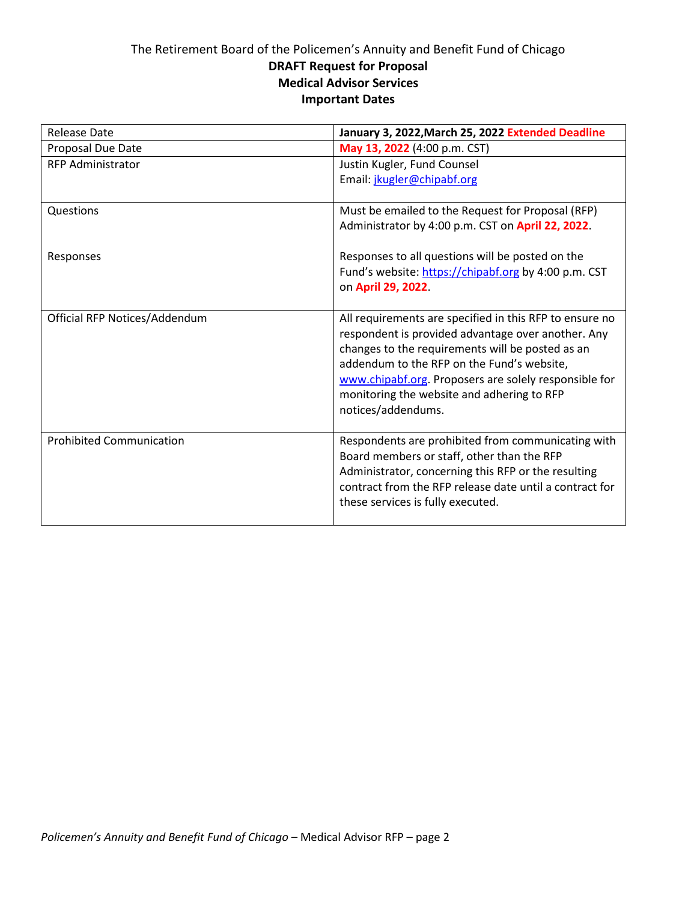The Retirement Board of the Policemen's Annuity and Benefit Fund of Chicago

**DRAFT Request for Proposal**

**Medical Advisor Services**

**Important Dates**

| Release Date | **January 3, 2022,March 25, 2022 Extended Deadline** |
|---|---|
| Proposal Due Date | **May 13, 2022** (4:00 p.m. CST) |
| RFP Administrator | Justin Kugler, Fund Counsel<br>Email: jkugler@chipabf.org |
| Questions<br><br>Responses | Must be emailed to the Request for Proposal (RFP) Administrator by 4:00 p.m. CST on **April 22, 2022**.<br><br>Responses to all questions will be posted on the Fund's website: https://chipabf.org by 4:00 p.m. CST on **April 29, 2022**. |
| Official RFP Notices/Addendum | All requirements are specified in this RFP to ensure no respondent is provided advantage over another. Any changes to the requirements will be posted as an addendum to the RFP on the Fund's website, www.chipabf.org. Proposers are solely responsible for monitoring the website and adhering to RFP notices/addendums. |
| Prohibited Communication | Respondents are prohibited from communicating with Board members or staff, other than the RFP Administrator, concerning this RFP or the resulting contract from the RFP release date until a contract for these services is fully executed. |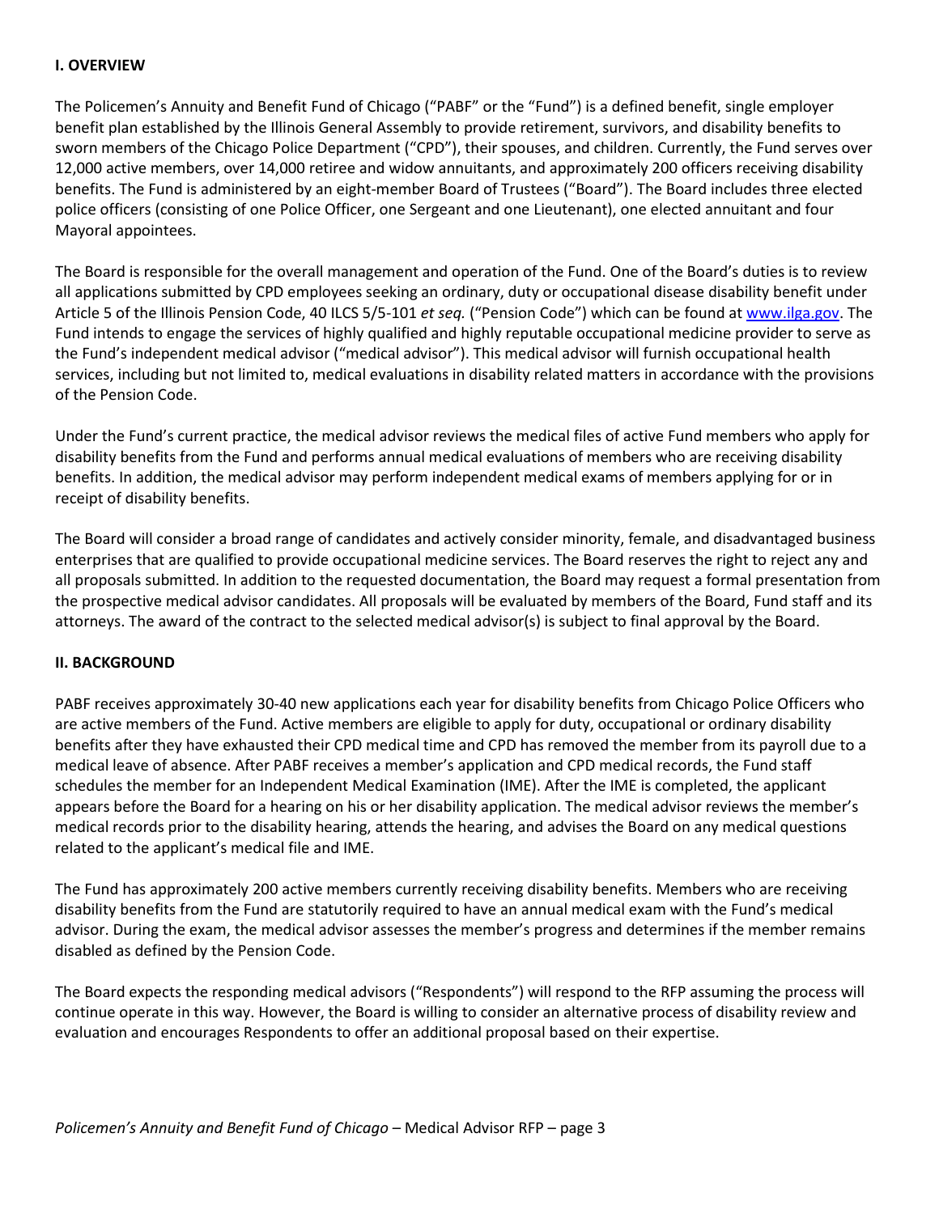## I. OVERVIEW

The Policemen's Annuity and Benefit Fund of Chicago ("PABF" or the "Fund") is a defined benefit, single employer benefit plan established by the Illinois General Assembly to provide retirement, survivors, and disability benefits to sworn members of the Chicago Police Department ("CPD"), their spouses, and children. Currently, the Fund serves over 12,000 active members, over 14,000 retiree and widow annuitants, and approximately 200 officers receiving disability benefits. The Fund is administered by an eight-member Board of Trustees ("Board"). The Board includes three elected police officers (consisting of one Police Officer, one Sergeant and one Lieutenant), one elected annuitant and four Mayoral appointees.

The Board is responsible for the overall management and operation of the Fund. One of the Board's duties is to review all applications submitted by CPD employees seeking an ordinary, duty or occupational disease disability benefit under Article 5 of the Illinois Pension Code, 40 ILCS 5/5-101 *et seq.* ("Pension Code") which can be found at [www.ilga.gov](http://www.ilga.gov). The Fund intends to engage the services of highly qualified and highly reputable occupational medicine provider to serve as the Fund's independent medical advisor ("medical advisor"). This medical advisor will furnish occupational health services, including but not limited to, medical evaluations in disability related matters in accordance with the provisions of the Pension Code.

Under the Fund's current practice, the medical advisor reviews the medical files of active Fund members who apply for disability benefits from the Fund and performs annual medical evaluations of members who are receiving disability benefits. In addition, the medical advisor may perform independent medical exams of members applying for or in receipt of disability benefits.

The Board will consider a broad range of candidates and actively consider minority, female, and disadvantaged business enterprises that are qualified to provide occupational medicine services. The Board reserves the right to reject any and all proposals submitted. In addition to the requested documentation, the Board may request a formal presentation from the prospective medical advisor candidates. All proposals will be evaluated by members of the Board, Fund staff and its attorneys. The award of the contract to the selected medical advisor(s) is subject to final approval by the Board.

## II. BACKGROUND

PABF receives approximately 30-40 new applications each year for disability benefits from Chicago Police Officers who are active members of the Fund. Active members are eligible to apply for duty, occupational or ordinary disability benefits after they have exhausted their CPD medical time and CPD has removed the member from its payroll due to a medical leave of absence. After PABF receives a member's application and CPD medical records, the Fund staff schedules the member for an Independent Medical Examination (IME). After the IME is completed, the applicant appears before the Board for a hearing on his or her disability application. The medical advisor reviews the member's medical records prior to the disability hearing, attends the hearing, and advises the Board on any medical questions related to the applicant's medical file and IME.

The Fund has approximately 200 active members currently receiving disability benefits. Members who are receiving disability benefits from the Fund are statutorily required to have an annual medical exam with the Fund's medical advisor. During the exam, the medical advisor assesses the member's progress and determines if the member remains disabled as defined by the Pension Code.

The Board expects the responding medical advisors ("Respondents") will respond to the RFP assuming the process will continue operate in this way. However, the Board is willing to consider an alternative process of disability review and evaluation and encourages Respondents to offer an additional proposal based on their expertise.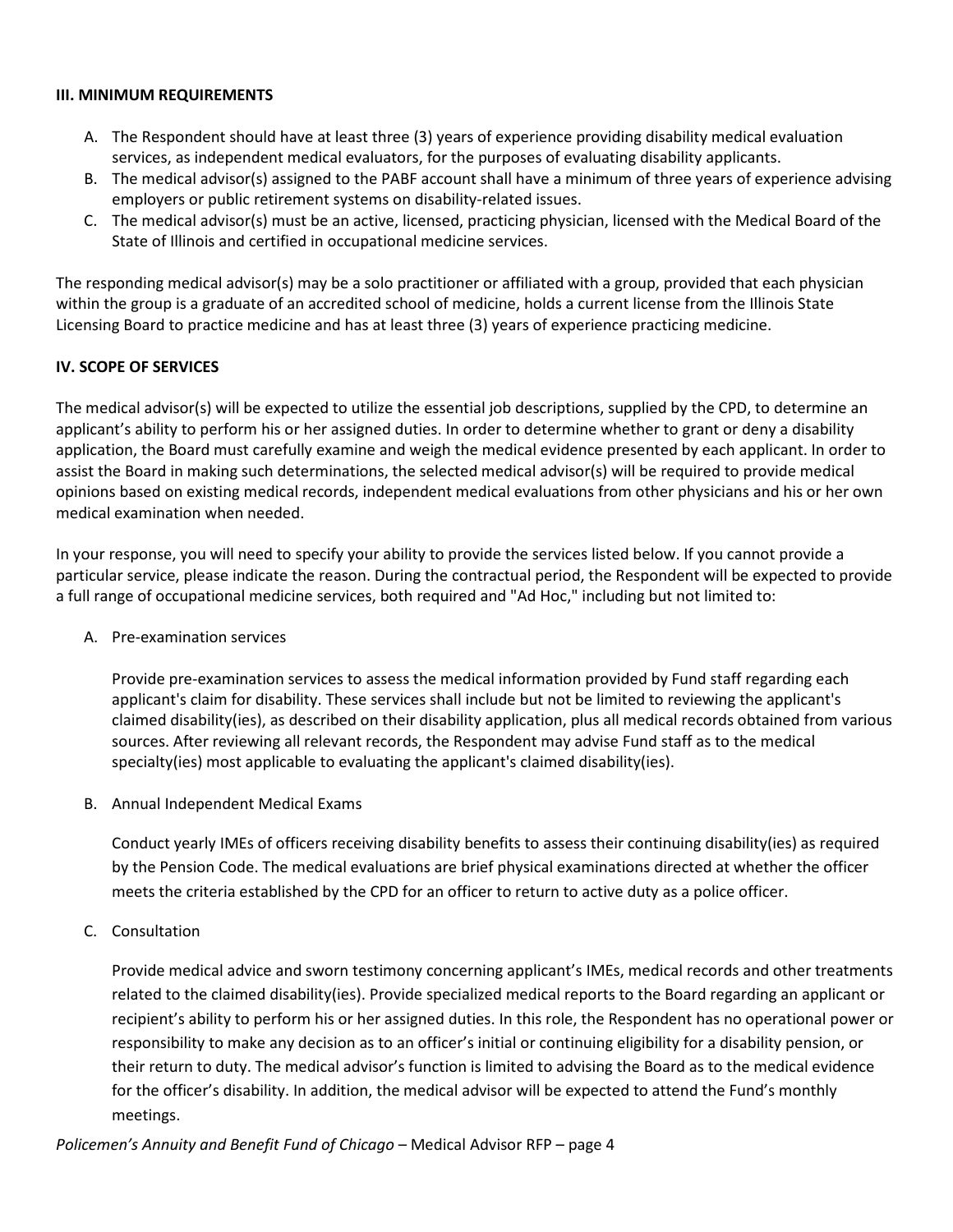### III. MINIMUM REQUIREMENTS

A. The Respondent should have at least three (3) years of experience providing disability medical evaluation services, as independent medical evaluators, for the purposes of evaluating disability applicants.
B. The medical advisor(s) assigned to the PABF account shall have a minimum of three years of experience advising employers or public retirement systems on disability-related issues.
C. The medical advisor(s) must be an active, licensed, practicing physician, licensed with the Medical Board of the State of Illinois and certified in occupational medicine services.

The responding medical advisor(s) may be a solo practitioner or affiliated with a group, provided that each physician within the group is a graduate of an accredited school of medicine, holds a current license from the Illinois State Licensing Board to practice medicine and has at least three (3) years of experience practicing medicine.

### IV. SCOPE OF SERVICES

The medical advisor(s) will be expected to utilize the essential job descriptions, supplied by the CPD, to determine an applicant's ability to perform his or her assigned duties. In order to determine whether to grant or deny a disability application, the Board must carefully examine and weigh the medical evidence presented by each applicant. In order to assist the Board in making such determinations, the selected medical advisor(s) will be required to provide medical opinions based on existing medical records, independent medical evaluations from other physicians and his or her own medical examination when needed.

In your response, you will need to specify your ability to provide the services listed below. If you cannot provide a particular service, please indicate the reason. During the contractual period, the Respondent will be expected to provide a full range of occupational medicine services, both required and "Ad Hoc," including but not limited to:

A. Pre-examination services

   Provide pre-examination services to assess the medical information provided by Fund staff regarding each applicant's claim for disability. These services shall include but not be limited to reviewing the applicant's claimed disability(ies), as described on their disability application, plus all medical records obtained from various sources. After reviewing all relevant records, the Respondent may advise Fund staff as to the medical specialty(ies) most applicable to evaluating the applicant's claimed disability(ies).

B. Annual Independent Medical Exams

   Conduct yearly IMEs of officers receiving disability benefits to assess their continuing disability(ies) as required by the Pension Code. The medical evaluations are brief physical examinations directed at whether the officer meets the criteria established by the CPD for an officer to return to active duty as a police officer.

C. Consultation

   Provide medical advice and sworn testimony concerning applicant's IMEs, medical records and other treatments related to the claimed disability(ies). Provide specialized medical reports to the Board regarding an applicant or recipient's ability to perform his or her assigned duties. In this role, the Respondent has no operational power or responsibility to make any decision as to an officer's initial or continuing eligibility for a disability pension, or their return to duty. The medical advisor's function is limited to advising the Board as to the medical evidence for the officer's disability. In addition, the medical advisor will be expected to attend the Fund's monthly meetings.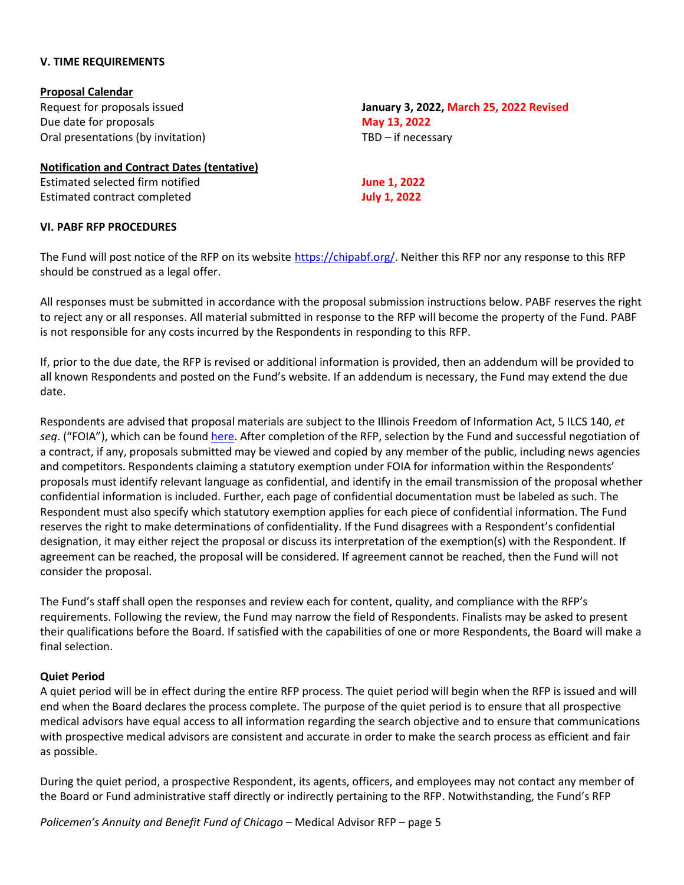## V. TIME REQUIREMENTS

**Proposal Calendar**

| | |
|---|---|
| Request for proposals issued | **January 3, 2022, March 25, 2022 Revised** |
| Due date for proposals | **May 13, 2022** |
| Oral presentations (by invitation) | TBD – if necessary |

**Notification and Contract Dates (tentative)**

| | |
|---|---|
| Estimated selected firm notified | **June 1, 2022** |
| Estimated contract completed | **July 1, 2022** |

## VI. PABF RFP PROCEDURES

The Fund will post notice of the RFP on its website https://chipabf.org/. Neither this RFP nor any response to this RFP should be construed as a legal offer.

All responses must be submitted in accordance with the proposal submission instructions below. PABF reserves the right to reject any or all responses. All material submitted in response to the RFP will become the property of the Fund. PABF is not responsible for any costs incurred by the Respondents in responding to this RFP.

If, prior to the due date, the RFP is revised or additional information is provided, then an addendum will be provided to all known Respondents and posted on the Fund's website. If an addendum is necessary, the Fund may extend the due date.

Respondents are advised that proposal materials are subject to the Illinois Freedom of Information Act, 5 ILCS 140, *et seq*. ("FOIA"), which can be found here. After completion of the RFP, selection by the Fund and successful negotiation of a contract, if any, proposals submitted may be viewed and copied by any member of the public, including news agencies and competitors. Respondents claiming a statutory exemption under FOIA for information within the Respondents' proposals must identify relevant language as confidential, and identify in the email transmission of the proposal whether confidential information is included. Further, each page of confidential documentation must be labeled as such. The Respondent must also specify which statutory exemption applies for each piece of confidential information. The Fund reserves the right to make determinations of confidentiality. If the Fund disagrees with a Respondent's confidential designation, it may either reject the proposal or discuss its interpretation of the exemption(s) with the Respondent. If agreement can be reached, the proposal will be considered. If agreement cannot be reached, then the Fund will not consider the proposal.

The Fund's staff shall open the responses and review each for content, quality, and compliance with the RFP's requirements. Following the review, the Fund may narrow the field of Respondents. Finalists may be asked to present their qualifications before the Board. If satisfied with the capabilities of one or more Respondents, the Board will make a final selection.

### Quiet Period

A quiet period will be in effect during the entire RFP process. The quiet period will begin when the RFP is issued and will end when the Board declares the process complete. The purpose of the quiet period is to ensure that all prospective medical advisors have equal access to all information regarding the search objective and to ensure that communications with prospective medical advisors are consistent and accurate in order to make the search process as efficient and fair as possible.

During the quiet period, a prospective Respondent, its agents, officers, and employees may not contact any member of the Board or Fund administrative staff directly or indirectly pertaining to the RFP. Notwithstanding, the Fund's RFP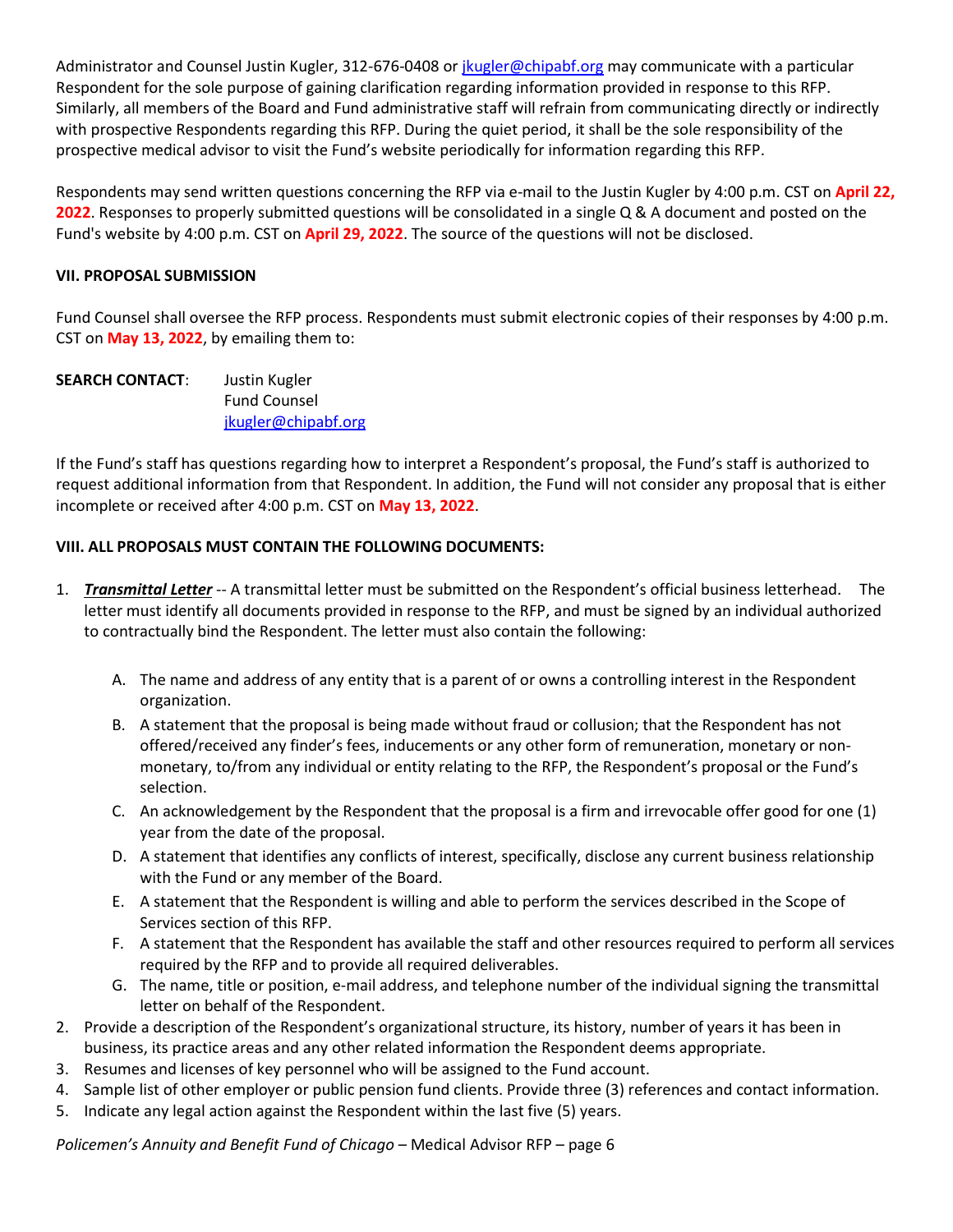Administrator and Counsel Justin Kugler, 312-676-0408 or jkugler@chipabf.org may communicate with a particular Respondent for the sole purpose of gaining clarification regarding information provided in response to this RFP. Similarly, all members of the Board and Fund administrative staff will refrain from communicating directly or indirectly with prospective Respondents regarding this RFP. During the quiet period, it shall be the sole responsibility of the prospective medical advisor to visit the Fund's website periodically for information regarding this RFP.

Respondents may send written questions concerning the RFP via e-mail to the Justin Kugler by 4:00 p.m. CST on **April 22, 2022**. Responses to properly submitted questions will be consolidated in a single Q & A document and posted on the Fund's website by 4:00 p.m. CST on **April 29, 2022**. The source of the questions will not be disclosed.

**VII. PROPOSAL SUBMISSION**

Fund Counsel shall oversee the RFP process. Respondents must submit electronic copies of their responses by 4:00 p.m. CST on **May 13, 2022**, by emailing them to:

**SEARCH CONTACT**: Justin Kugler
Fund Counsel
jkugler@chipabf.org

If the Fund's staff has questions regarding how to interpret a Respondent's proposal, the Fund's staff is authorized to request additional information from that Respondent. In addition, the Fund will not consider any proposal that is either incomplete or received after 4:00 p.m. CST on **May 13, 2022**.

**VIII. ALL PROPOSALS MUST CONTAIN THE FOLLOWING DOCUMENTS:**

1. ***Transmittal Letter*** -- A transmittal letter must be submitted on the Respondent's official business letterhead. The letter must identify all documents provided in response to the RFP, and must be signed by an individual authorized to contractually bind the Respondent. The letter must also contain the following:

   A. The name and address of any entity that is a parent of or owns a controlling interest in the Respondent organization.
   B. A statement that the proposal is being made without fraud or collusion; that the Respondent has not offered/received any finder's fees, inducements or any other form of remuneration, monetary or non-monetary, to/from any individual or entity relating to the RFP, the Respondent's proposal or the Fund's selection.
   C. An acknowledgement by the Respondent that the proposal is a firm and irrevocable offer good for one (1) year from the date of the proposal.
   D. A statement that identifies any conflicts of interest, specifically, disclose any current business relationship with the Fund or any member of the Board.
   E. A statement that the Respondent is willing and able to perform the services described in the Scope of Services section of this RFP.
   F. A statement that the Respondent has available the staff and other resources required to perform all services required by the RFP and to provide all required deliverables.
   G. The name, title or position, e-mail address, and telephone number of the individual signing the transmittal letter on behalf of the Respondent.
2. Provide a description of the Respondent's organizational structure, its history, number of years it has been in business, its practice areas and any other related information the Respondent deems appropriate.
3. Resumes and licenses of key personnel who will be assigned to the Fund account.
4. Sample list of other employer or public pension fund clients. Provide three (3) references and contact information.
5. Indicate any legal action against the Respondent within the last five (5) years.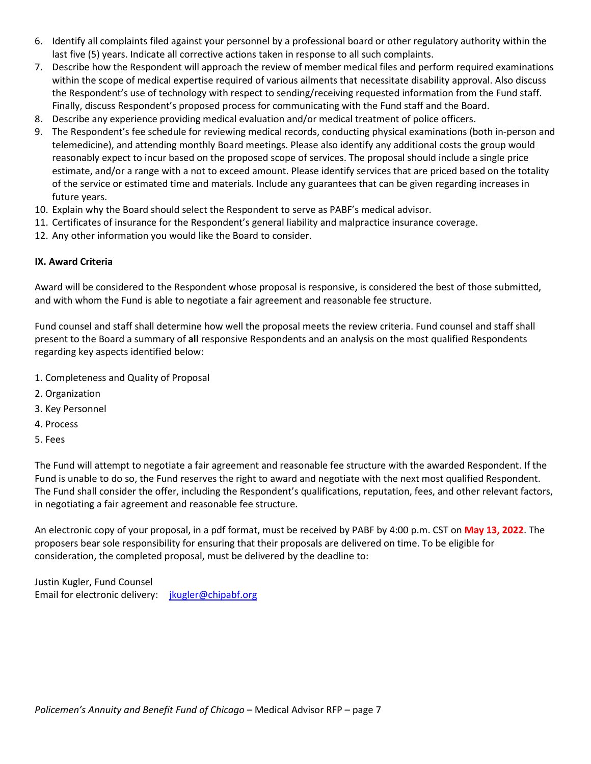6. Identify all complaints filed against your personnel by a professional board or other regulatory authority within the last five (5) years. Indicate all corrective actions taken in response to all such complaints.
7. Describe how the Respondent will approach the review of member medical files and perform required examinations within the scope of medical expertise required of various ailments that necessitate disability approval. Also discuss the Respondent's use of technology with respect to sending/receiving requested information from the Fund staff. Finally, discuss Respondent's proposed process for communicating with the Fund staff and the Board.
8. Describe any experience providing medical evaluation and/or medical treatment of police officers.
9. The Respondent's fee schedule for reviewing medical records, conducting physical examinations (both in-person and telemedicine), and attending monthly Board meetings. Please also identify any additional costs the group would reasonably expect to incur based on the proposed scope of services. The proposal should include a single price estimate, and/or a range with a not to exceed amount. Please identify services that are priced based on the totality of the service or estimated time and materials. Include any guarantees that can be given regarding increases in future years.
10. Explain why the Board should select the Respondent to serve as PABF's medical advisor.
11. Certificates of insurance for the Respondent's general liability and malpractice insurance coverage.
12. Any other information you would like the Board to consider.

**IX. Award Criteria**

Award will be considered to the Respondent whose proposal is responsive, is considered the best of those submitted, and with whom the Fund is able to negotiate a fair agreement and reasonable fee structure.

Fund counsel and staff shall determine how well the proposal meets the review criteria. Fund counsel and staff shall present to the Board a summary of **all** responsive Respondents and an analysis on the most qualified Respondents regarding key aspects identified below:

1. Completeness and Quality of Proposal
2. Organization
3. Key Personnel
4. Process
5. Fees

The Fund will attempt to negotiate a fair agreement and reasonable fee structure with the awarded Respondent. If the Fund is unable to do so, the Fund reserves the right to award and negotiate with the next most qualified Respondent. The Fund shall consider the offer, including the Respondent's qualifications, reputation, fees, and other relevant factors, in negotiating a fair agreement and reasonable fee structure.

An electronic copy of your proposal, in a pdf format, must be received by PABF by 4:00 p.m. CST on **May 13, 2022**. The proposers bear sole responsibility for ensuring that their proposals are delivered on time. To be eligible for consideration, the completed proposal, must be delivered by the deadline to:

Justin Kugler, Fund Counsel
Email for electronic delivery: [jkugler@chipabf.org](mailto:jkugler@chipabf.org)